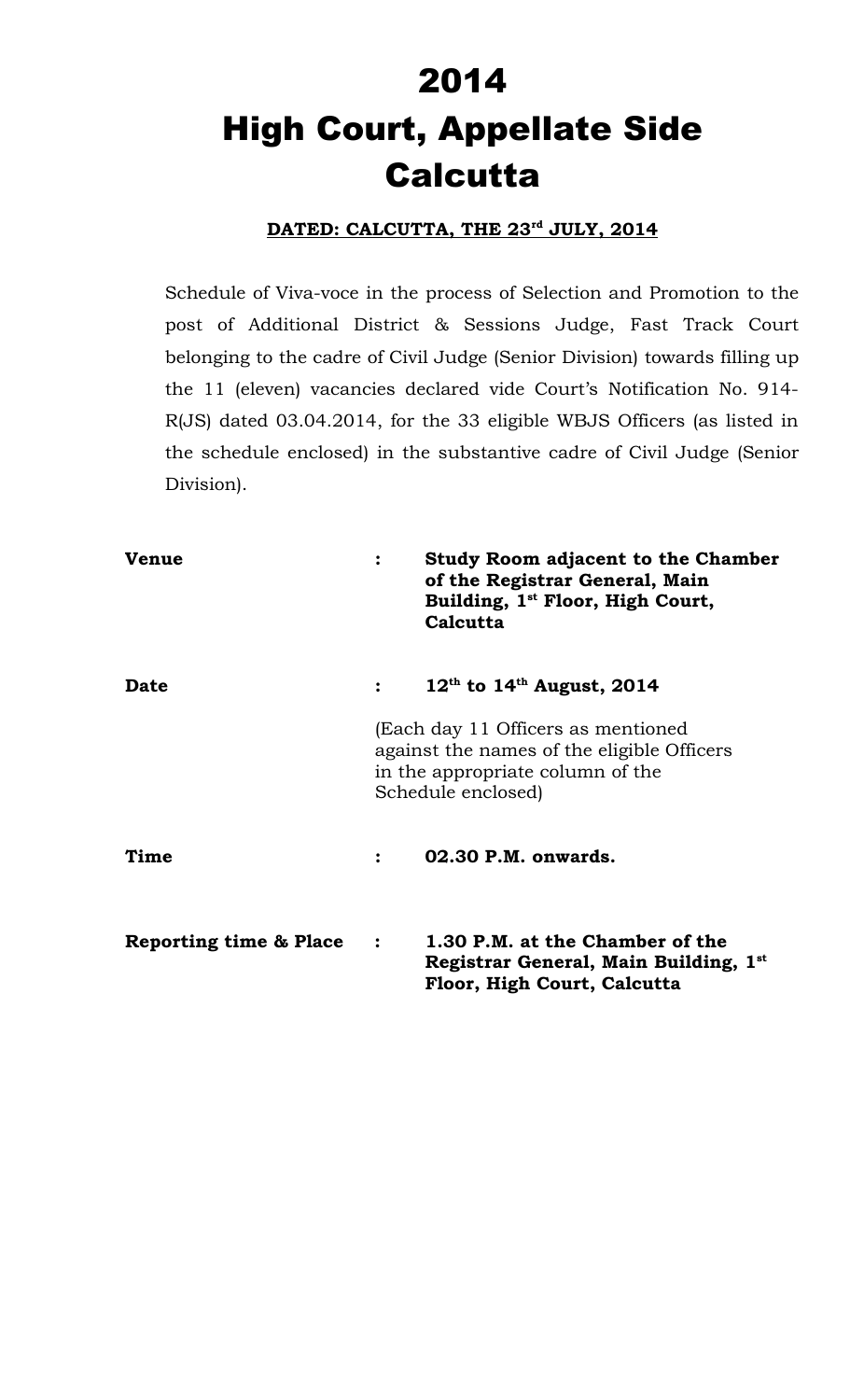# 2014

# High Court, Appellate Side Calcutta

**DATED: CALCUTTA, THE 23rd JULY, 2014**

Schedule of Viva-voce in the process of Selection and Promotion to the post of Additional District & Sessions Judge, Fast Track Court belonging to the cadre of Civil Judge (Senior Division) towards filling up the 11 (eleven) vacancies declared vide Court's Notification No. 914-R(JS) dated 03.04.2014, for the 33 eligible WBJS Officers (as listed in the schedule enclosed) in the substantive cadre of Civil Judge (Senior Division).

| | | |
|---|---|---|
| **Venue** | : | **Study Room adjacent to the Chamber of the Registrar General, Main Building, 1st Floor, High Court, Calcutta** |
| **Date** | : | **12th to 14th August, 2014** |
| | | (Each day 11 Officers as mentioned against the names of the eligible Officers in the appropriate column of the Schedule enclosed) |
| **Time** | : | **02.30 P.M. onwards.** |
| **Reporting time & Place** | : | **1.30 P.M. at the Chamber of the Registrar General, Main Building, 1st Floor, High Court, Calcutta** |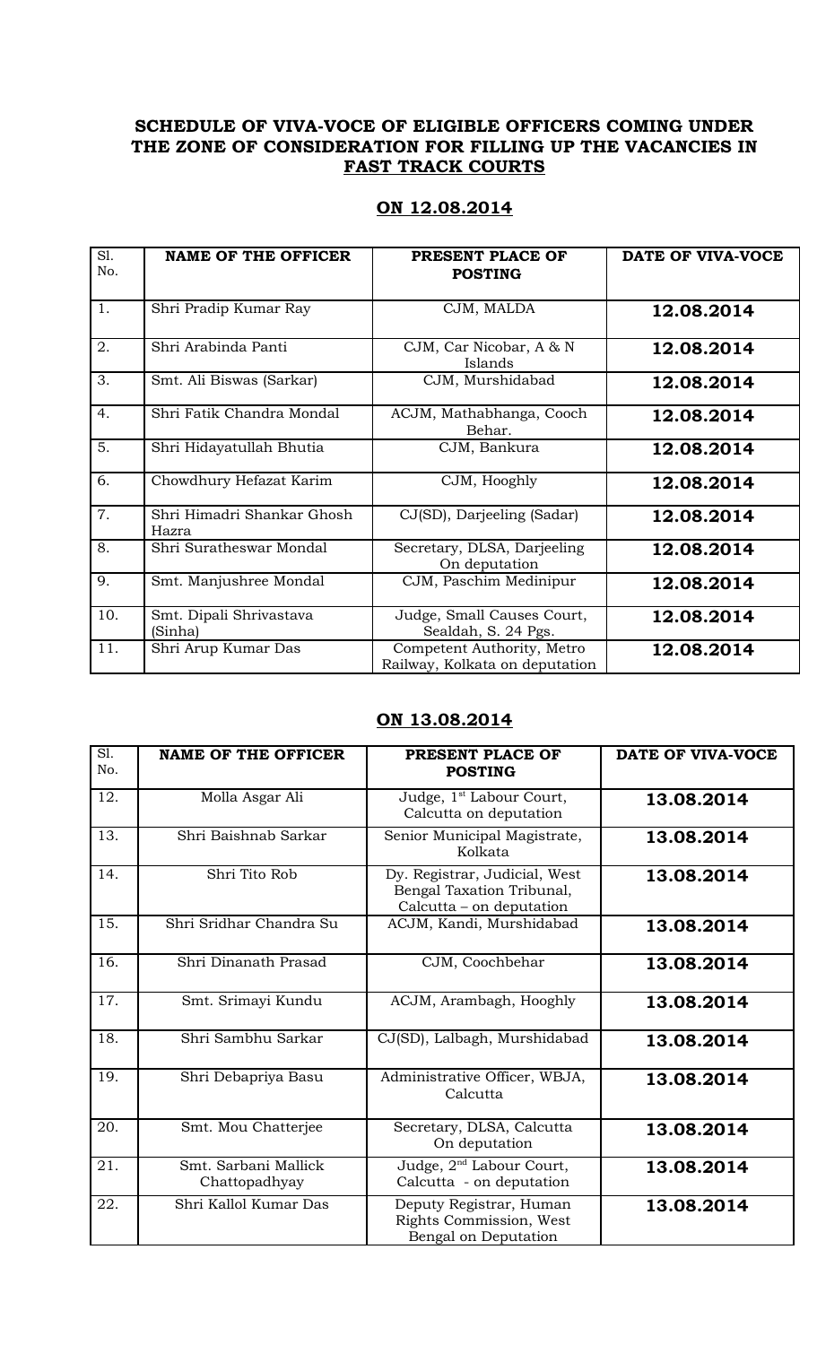**SCHEDULE OF VIVA-VOCE OF ELIGIBLE OFFICERS COMING UNDER THE ZONE OF CONSIDERATION FOR FILLING UP THE VACANCIES IN FAST TRACK COURTS**

**ON 12.08.2014**

| Sl. No. | NAME OF THE OFFICER | PRESENT PLACE OF POSTING | DATE OF VIVA-VOCE |
|---|---|---|---|
| 1. | Shri Pradip Kumar Ray | CJM, MALDA | **12.08.2014** |
| 2. | Shri Arabinda Panti | CJM, Car Nicobar, A & N Islands | **12.08.2014** |
| 3. | Smt. Ali Biswas (Sarkar) | CJM, Murshidabad | **12.08.2014** |
| 4. | Shri Fatik Chandra Mondal | ACJM, Mathabhanga, Cooch Behar. | **12.08.2014** |
| 5. | Shri Hidayatullah Bhutia | CJM, Bankura | **12.08.2014** |
| 6. | Chowdhury Hefazat Karim | CJM, Hooghly | **12.08.2014** |
| 7. | Shri Himadri Shankar Ghosh Hazra | CJ(SD), Darjeeling (Sadar) | **12.08.2014** |
| 8. | Shri Suratheswar Mondal | Secretary, DLSA, Darjeeling On deputation | **12.08.2014** |
| 9. | Smt. Manjushree Mondal | CJM, Paschim Medinipur | **12.08.2014** |
| 10. | Smt. Dipali Shrivastava (Sinha) | Judge, Small Causes Court, Sealdah, S. 24 Pgs. | **12.08.2014** |
| 11. | Shri Arup Kumar Das | Competent Authority, Metro Railway, Kolkata on deputation | **12.08.2014** |

**ON 13.08.2014**

| Sl. No. | NAME OF THE OFFICER | PRESENT PLACE OF POSTING | DATE OF VIVA-VOCE |
|---|---|---|---|
| 12. | Molla Asgar Ali | Judge, 1st Labour Court, Calcutta on deputation | **13.08.2014** |
| 13. | Shri Baishnab Sarkar | Senior Municipal Magistrate, Kolkata | **13.08.2014** |
| 14. | Shri Tito Rob | Dy. Registrar, Judicial, West Bengal Taxation Tribunal, Calcutta – on deputation | **13.08.2014** |
| 15. | Shri Sridhar Chandra Su | ACJM, Kandi, Murshidabad | **13.08.2014** |
| 16. | Shri Dinanath Prasad | CJM, Coochbehar | **13.08.2014** |
| 17. | Smt. Srimayi Kundu | ACJM, Arambagh, Hooghly | **13.08.2014** |
| 18. | Shri Sambhu Sarkar | CJ(SD), Lalbagh, Murshidabad | **13.08.2014** |
| 19. | Shri Debapriya Basu | Administrative Officer, WBJA, Calcutta | **13.08.2014** |
| 20. | Smt. Mou Chatterjee | Secretary, DLSA, Calcutta On deputation | **13.08.2014** |
| 21. | Smt. Sarbani Mallick Chattopadhyay | Judge, 2nd Labour Court, Calcutta - on deputation | **13.08.2014** |
| 22. | Shri Kallol Kumar Das | Deputy Registrar, Human Rights Commission, West Bengal on Deputation | **13.08.2014** |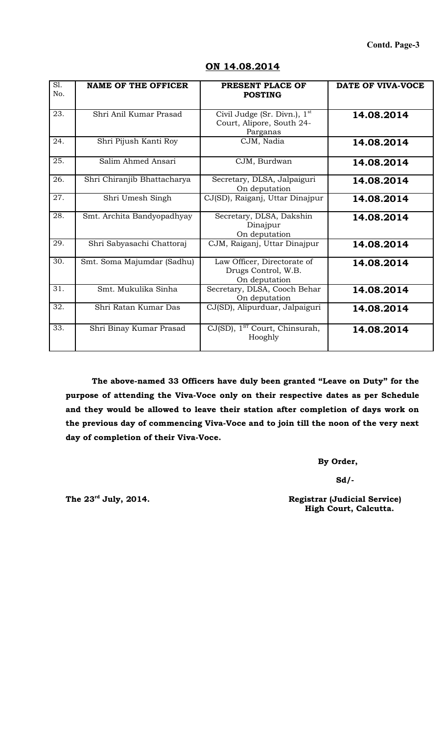**Contd. Page-3**

## ON 14.08.2014

| Sl. No. | NAME OF THE OFFICER | PRESENT PLACE OF POSTING | DATE OF VIVA-VOCE |
|---|---|---|---|
| 23. | Shri Anil Kumar Prasad | Civil Judge (Sr. Divn.), 1st Court, Alipore, South 24-Parganas | **14.08.2014** |
| 24. | Shri Pijush Kanti Roy | CJM, Nadia | **14.08.2014** |
| 25. | Salim Ahmed Ansari | CJM, Burdwan | **14.08.2014** |
| 26. | Shri Chiranjib Bhattacharya | Secretary, DLSA, Jalpaiguri On deputation | **14.08.2014** |
| 27. | Shri Umesh Singh | CJ(SD), Raiganj, Uttar Dinajpur | **14.08.2014** |
| 28. | Smt. Archita Bandyopadhyay | Secretary, DLSA, Dakshin Dinajpur On deputation | **14.08.2014** |
| 29. | Shri Sabyasachi Chattoraj | CJM, Raiganj, Uttar Dinajpur | **14.08.2014** |
| 30. | Smt. Soma Majumdar (Sadhu) | Law Officer, Directorate of Drugs Control, W.B. On deputation | **14.08.2014** |
| 31. | Smt. Mukulika Sinha | Secretary, DLSA, Cooch Behar On deputation | **14.08.2014** |
| 32. | Shri Ratan Kumar Das | CJ(SD), Alipurduar, Jalpaiguri | **14.08.2014** |
| 33. | Shri Binay Kumar Prasad | CJ(SD), 1ST Court, Chinsurah, Hooghly | **14.08.2014** |

**The above-named 33 Officers have duly been granted "Leave on Duty" for the purpose of attending the Viva-Voce only on their respective dates as per Schedule and they would be allowed to leave their station after completion of days work on the previous day of commencing Viva-Voce and to join till the noon of the very next day of completion of their Viva-Voce.**

**By Order,**

**Sd/-**

**The 23rd July, 2014.**

**Registrar (Judicial Service)**
**High Court, Calcutta.**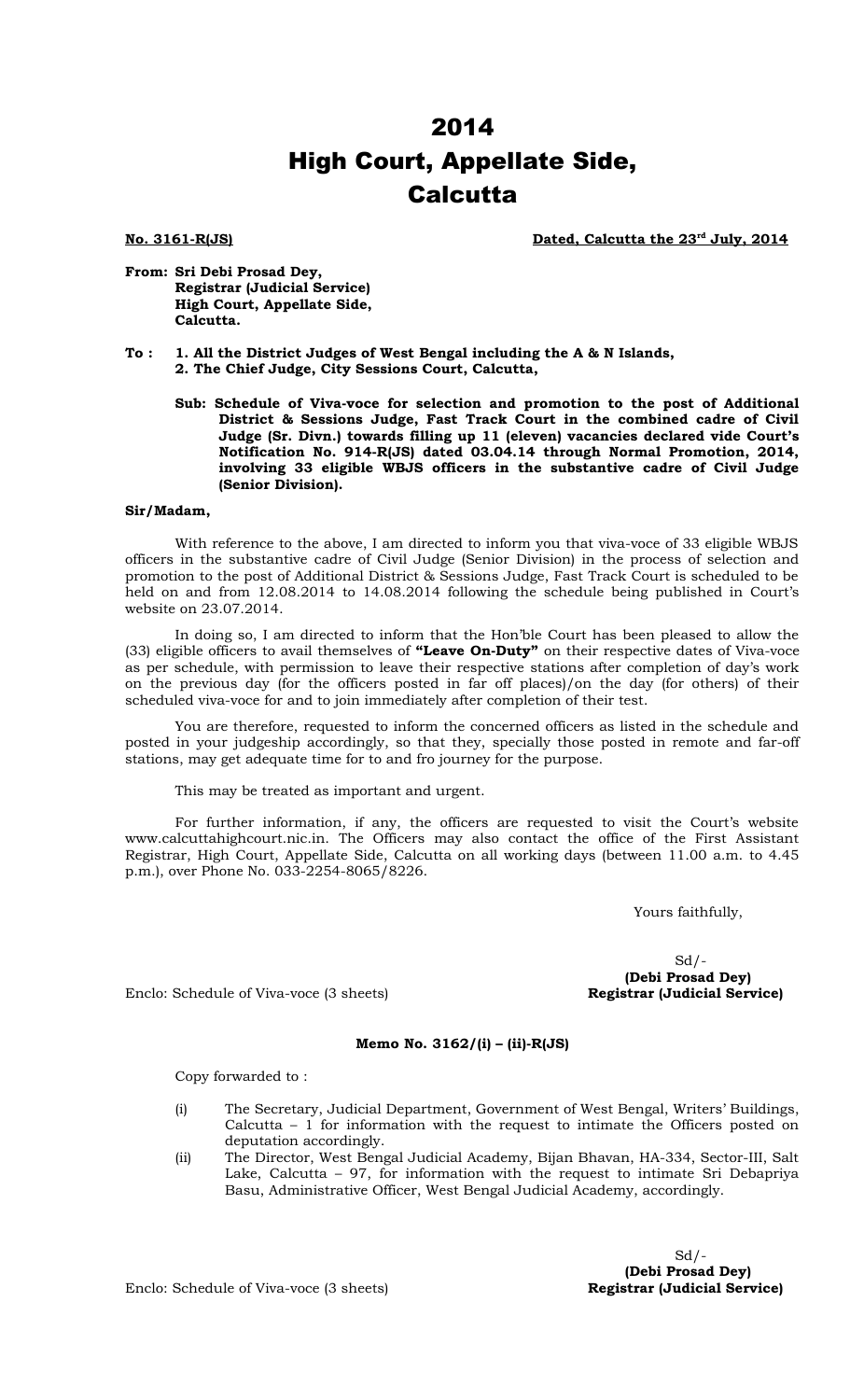# 2014
# High Court, Appellate Side, Calcutta

**No. 3161-R(JS)** **Dated, Calcutta the 23rd July, 2014**

**From: Sri Debi Prosad Dey,**
**Registrar (Judicial Service)**
**High Court, Appellate Side,**
**Calcutta.**

**To : 1. All the District Judges of West Bengal including the A & N Islands,**
**2. The Chief Judge, City Sessions Court, Calcutta,**

**Sub: Schedule of Viva-voce for selection and promotion to the post of Additional District & Sessions Judge, Fast Track Court in the combined cadre of Civil Judge (Sr. Divn.) towards filling up 11 (eleven) vacancies declared vide Court's Notification No. 914-R(JS) dated 03.04.14 through Normal Promotion, 2014, involving 33 eligible WBJS officers in the substantive cadre of Civil Judge (Senior Division).**

**Sir/Madam,**

With reference to the above, I am directed to inform you that viva-voce of 33 eligible WBJS officers in the substantive cadre of Civil Judge (Senior Division) in the process of selection and promotion to the post of Additional District & Sessions Judge, Fast Track Court is scheduled to be held on and from 12.08.2014 to 14.08.2014 following the schedule being published in Court's website on 23.07.2014.

In doing so, I am directed to inform that the Hon'ble Court has been pleased to allow the (33) eligible officers to avail themselves of **"Leave On-Duty"** on their respective dates of Viva-voce as per schedule, with permission to leave their respective stations after completion of day's work on the previous day (for the officers posted in far off places)/on the day (for others) of their scheduled viva-voce for and to join immediately after completion of their test.

You are therefore, requested to inform the concerned officers as listed in the schedule and posted in your judgeship accordingly, so that they, specially those posted in remote and far-off stations, may get adequate time for to and fro journey for the purpose.

This may be treated as important and urgent.

For further information, if any, the officers are requested to visit the Court's website www.calcuttahighcourt.nic.in. The Officers may also contact the office of the First Assistant Registrar, High Court, Appellate Side, Calcutta on all working days (between 11.00 a.m. to 4.45 p.m.), over Phone No. 033-2254-8065/8226.

Yours faithfully,

Sd/-
**(Debi Prosad Dey)**
**Registrar (Judicial Service)**

Enclo: Schedule of Viva-voce (3 sheets)

**Memo No. 3162/(i) – (ii)-R(JS)**

Copy forwarded to :

(i) The Secretary, Judicial Department, Government of West Bengal, Writers' Buildings, Calcutta – 1 for information with the request to intimate the Officers posted on deputation accordingly.

(ii) The Director, West Bengal Judicial Academy, Bijan Bhavan, HA-334, Sector-III, Salt Lake, Calcutta – 97, for information with the request to intimate Sri Debapriya Basu, Administrative Officer, West Bengal Judicial Academy, accordingly.

Sd/-
**(Debi Prosad Dey)**
**Registrar (Judicial Service)**

Enclo: Schedule of Viva-voce (3 sheets)